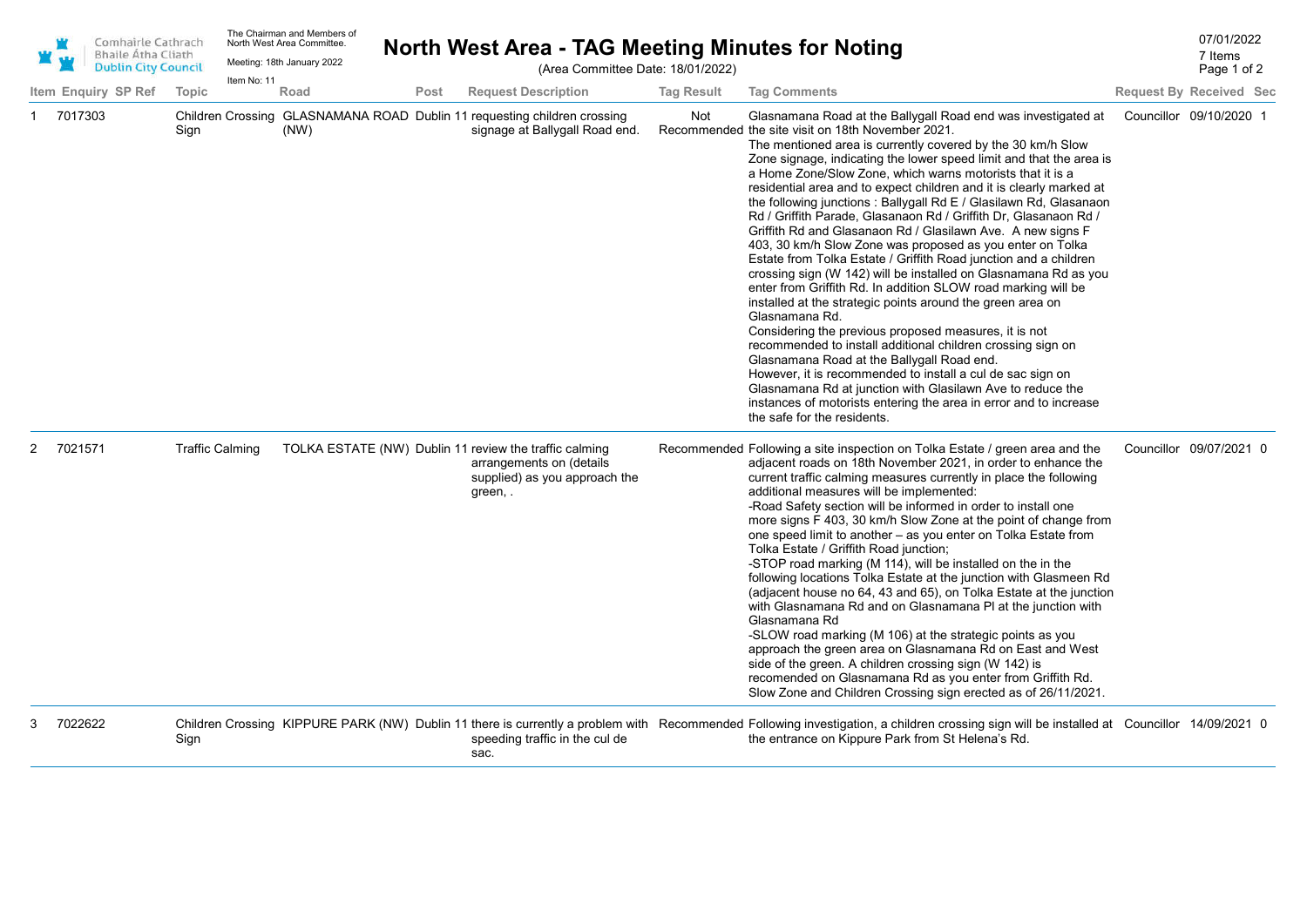Comhairle Cathrach Bhaile Átha Cliath
Dublin City Council

The Chairman and Members of North West Area Committee.

Meeting: 18th January 2022

Item No: 11

# North West Area - TAG Meeting Minutes for Noting

(Area Committee Date: 18/01/2022)

07/01/2022
7 Items

| Item | Enquiry | SP Ref | Topic | Road | Post | Request Description | Tag Result | Tag Comments | Request By | Received | Sec |
|---|---|---|---|---|---|---|---|---|---|---|---|
| 1 | 7017303 | | Children Crossing Sign | GLASNAMANA ROAD (NW) | Dublin 11 | requesting children crossing signage at Ballygall Road end. | Not Recommended | Glasnamana Road at the Ballygall Road end was investigated at the site visit on 18th November 2021. The mentioned area is currently covered by the 30 km/h Slow Zone signage, indicating the lower speed limit and that the area is a Home Zone/Slow Zone, which warns motorists that it is a residential area and to expect children and it is clearly marked at the following junctions : Ballygall Rd E / Glasilawn Rd, Glasanaon Rd / Griffith Parade, Glasanaon Rd / Griffith Dr, Glasanaon Rd / Griffith Rd and Glasanaon Rd / Glasilawn Ave. A new signs F 403, 30 km/h Slow Zone was proposed as you enter on Tolka Estate from Tolka Estate / Griffith Road junction and a children crossing sign (W 142) will be installed on Glasnamana Rd as you enter from Griffith Rd. In addition SLOW road marking will be installed at the strategic points around the green area on Glasnamana Rd. Considering the previous proposed measures, it is not recommended to install additional children crossing sign on Glasnamana Road at the Ballygall Road end. However, it is recommended to install a cul de sac sign on Glasnamana Rd at junction with Glasilawn Ave to reduce the instances of motorists entering the area in error and to increase the safe for the residents. | Councillor | 09/10/2020 | 1 |
| 2 | 7021571 | | Traffic Calming | TOLKA ESTATE (NW) | Dublin 11 | review the traffic calming arrangements on (details supplied) as you approach the green, . | Recommended | Following a site inspection on Tolka Estate / green area and the adjacent roads on 18th November 2021, in order to enhance the current traffic calming measures currently in place the following additional measures will be implemented: -Road Safety section will be informed in order to install one more signs F 403, 30 km/h Slow Zone at the point of change from one speed limit to another – as you enter on Tolka Estate from Tolka Estate / Griffith Road junction; -STOP road marking (M 114), will be installed on the in the following locations Tolka Estate at the junction with Glasmeen Rd (adjacent house no 64, 43 and 65), on Tolka Estate at the junction with Glasnamana Rd and on Glasnamana Pl at the junction with Glasnamana Rd -SLOW road marking (M 106) at the strategic points as you approach the green area on Glasnamana Rd on East and West side of the green. A children crossing sign (W 142) is recomended on Glasnamana Rd as you enter from Griffith Rd. Slow Zone and Children Crossing sign erected as of 26/11/2021. | Councillor | 09/07/2021 | 0 |
| 3 | 7022622 | | Children Crossing Sign | KIPPURE PARK (NW) | Dublin 11 | there is currently a problem with speeding traffic in the cul de sac. | Recommended | Following investigation, a children crossing sign will be installed at the entrance on Kippure Park from St Helena's Rd. | Councillor | 14/09/2021 | 0 |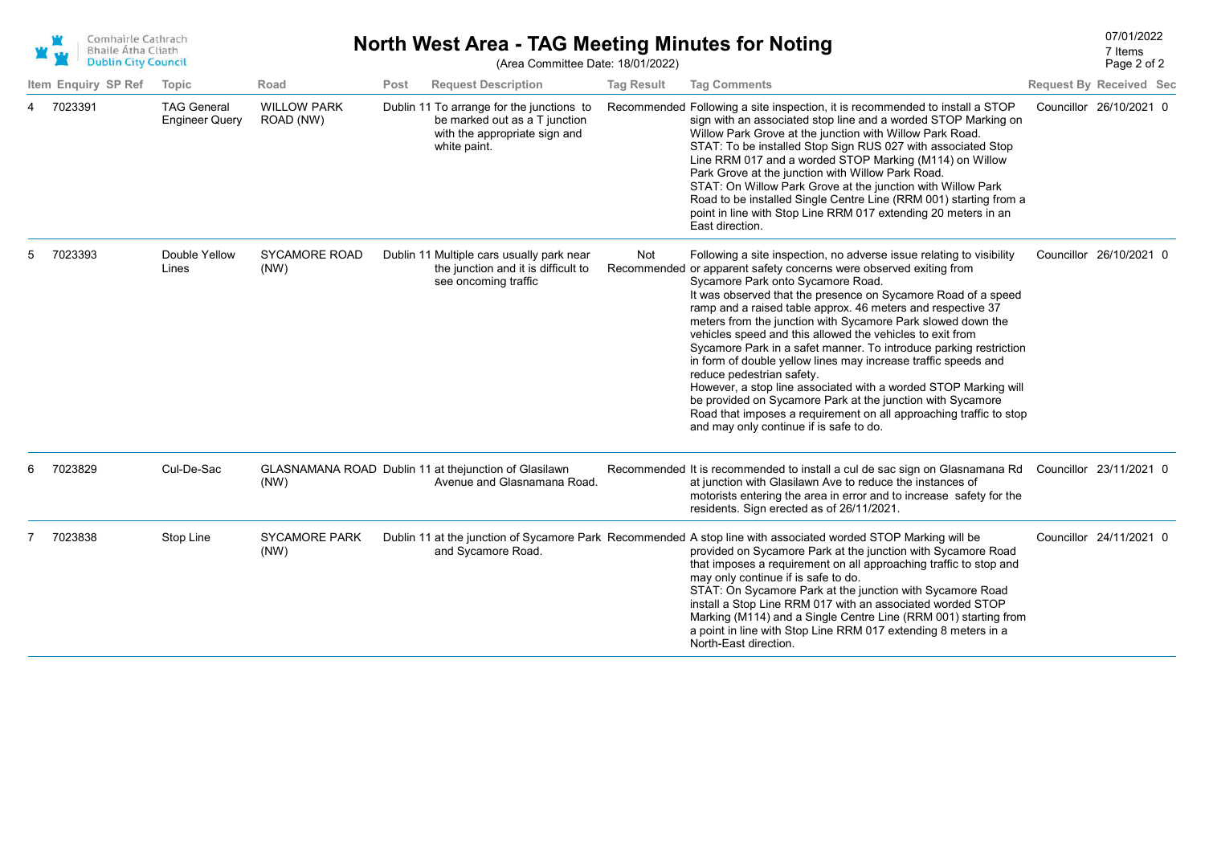# North West Area - TAG Meeting Minutes for Noting

(Area Committee Date: 18/01/2022)

07/01/2022

7 Items

| Item | Enquiry | SP Ref | Topic | Road | Post | Request Description | Tag Result | Tag Comments | Request By | Received | Sec |
|---|---|---|---|---|---|---|---|---|---|---|---|
| 4 | 7023391 | | TAG General Engineer Query | WILLOW PARK ROAD (NW) | Dublin 11 | To arrange for the junctions to be marked out as a T junction with the appropriate sign and white paint. | Recommended | Following a site inspection, it is recommended to install a STOP sign with an associated stop line and a worded STOP Marking on Willow Park Grove at the junction with Willow Park Road. STAT: To be installed Stop Sign RUS 027 with associated Stop Line RRM 017 and a worded STOP Marking (M114) on Willow Park Grove at the junction with Willow Park Road. STAT: On Willow Park Grove at the junction with Willow Park Road to be installed Single Centre Line (RRM 001) starting from a point in line with Stop Line RRM 017 extending 20 meters in an East direction. | Councillor | 26/10/2021 | 0 |
| 5 | 7023393 | | Double Yellow Lines | SYCAMORE ROAD (NW) | Dublin 11 | Multiple cars usually park near the junction and it is difficult to see oncoming traffic | Not Recommended | Following a site inspection, no adverse issue relating to visibility or apparent safety concerns were observed exiting from Sycamore Park onto Sycamore Road. It was observed that the presence on Sycamore Road of a speed ramp and a raised table approx. 46 meters and respective 37 meters from the junction with Sycamore Park slowed down the vehicles speed and this allowed the vehicles to exit from Sycamore Park in a safet manner. To introduce parking restriction in form of double yellow lines may increase traffic speeds and reduce pedestrian safety. However, a stop line associated with a worded STOP Marking will be provided on Sycamore Park at the junction with Sycamore Road that imposes a requirement on all approaching traffic to stop and may only continue if is safe to do. | Councillor | 26/10/2021 | 0 |
| 6 | 7023829 | | Cul-De-Sac | GLASNAMANA ROAD (NW) | Dublin 11 | at thejunction of Glasilawn Avenue and Glasnamana Road. | Recommended | It is recommended to install a cul de sac sign on Glasnamana Rd at junction with Glasilawn Ave to reduce the instances of motorists entering the area in error and to increase safety for the residents. Sign erected as of 26/11/2021. | Councillor | 23/11/2021 | 0 |
| 7 | 7023838 | | Stop Line | SYCAMORE PARK (NW) | Dublin 11 | at the junction of Sycamore Park and Sycamore Road. | Recommended | A stop line with associated worded STOP Marking will be provided on Sycamore Park at the junction with Sycamore Road that imposes a requirement on all approaching traffic to stop and may only continue if is safe to do. STAT: On Sycamore Park at the junction with Sycamore Road install a Stop Line RRM 017 with an associated worded STOP Marking (M114) and a Single Centre Line (RRM 001) starting from a point in line with Stop Line RRM 017 extending 8 meters in a North-East direction. | Councillor | 24/11/2021 | 0 |